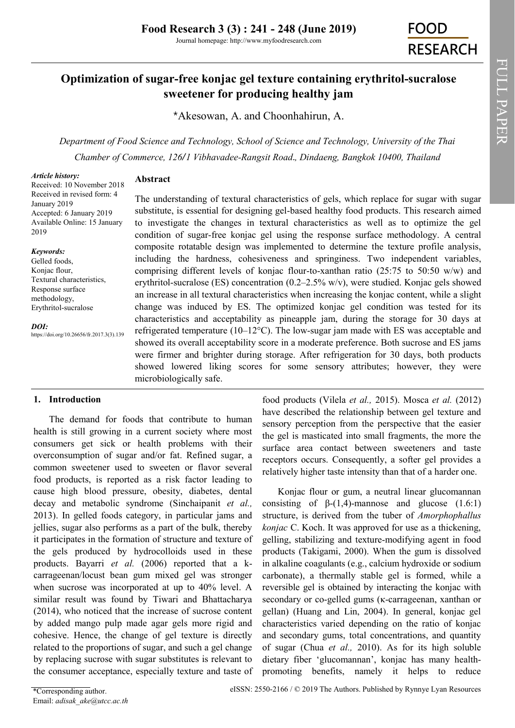# Optimization of sugar-free konjac gel texture containing erythritol-sucralose sweetener for producing healthy jam

*Akesowan, A. and Choonhahirun, A.

*Department of Food Science and Technology, School of Science and Technology, University of the Thai Chamber of Commerce, 126/1 Vibhavadee-Rangsit Road., Dindaeng, Bangkok 10400, Thailand*

***Article history:***
Received: 10 November 2018
Received in revised form: 4 January 2019
Accepted: 6 January 2019
Available Online: 15 January 2019

***Keywords:***
Gelled foods,
Konjac flour,
Textural characteristics,
Response surface methodology,
Erythritol-sucralose

***DOI:***
https://doi.org/10.26656/fr.2017.3(3).139

## Abstract

The understanding of textural characteristics of gels, which replace for sugar with sugar substitute, is essential for designing gel-based healthy food products. This research aimed to investigate the changes in textural characteristics as well as to optimize the gel condition of sugar-free konjac gel using the response surface methodology. A central composite rotatable design was implemented to determine the texture profile analysis, including the hardness, cohesiveness and springiness. Two independent variables, comprising different levels of konjac flour-to-xanthan ratio (25:75 to 50:50 w/w) and erythritol-sucralose (ES) concentration (0.2–2.5% w/v), were studied. Konjac gels showed an increase in all textural characteristics when increasing the konjac content, while a slight change was induced by ES. The optimized konjac gel condition was tested for its characteristics and acceptability as pineapple jam, during the storage for 30 days at refrigerated temperature (10–12°C). The low-sugar jam made with ES was acceptable and showed its overall acceptability score in a moderate preference. Both sucrose and ES jams were firmer and brighter during storage. After refrigeration for 30 days, both products showed lowered liking scores for some sensory attributes; however, they were microbiologically safe.

## 1. Introduction

The demand for foods that contribute to human health is still growing in a current society where most consumers get sick or health problems with their overconsumption of sugar and/or fat. Refined sugar, a common sweetener used to sweeten or flavor several food products, is reported as a risk factor leading to cause high blood pressure, obesity, diabetes, dental decay and metabolic syndrome (Sinchaipanit *et al.,* 2013). In gelled foods category, in particular jams and jellies, sugar also performs as a part of the bulk, thereby it participates in the formation of structure and texture of the gels produced by hydrocolloids used in these products. Bayarri *et al.* (2006) reported that a k-carrageenan/locust bean gum mixed gel was stronger when sucrose was incorporated at up to 40% level. A similar result was found by Tiwari and Bhattacharya (2014), who noticed that the increase of sucrose content by added mango pulp made agar gels more rigid and cohesive. Hence, the change of gel texture is directly related to the proportions of sugar, and such a gel change by replacing sucrose with sugar substitutes is relevant to the consumer acceptance, especially texture and taste of food products (Vilela *et al.,* 2015). Mosca *et al.* (2012) have described the relationship between gel texture and sensory perception from the perspective that the easier the gel is masticated into small fragments, the more the surface area contact between sweeteners and taste receptors occurs. Consequently, a softer gel provides a relatively higher taste intensity than that of a harder one.

Konjac flour or gum, a neutral linear glucomannan consisting of β-(1,4)-mannose and glucose (1.6:1) structure, is derived from the tuber of *Amorphophallus konjac* C. Koch. It was approved for use as a thickening, gelling, stabilizing and texture-modifying agent in food products (Takigami, 2000). When the gum is dissolved in alkaline coagulants (e.g., calcium hydroxide or sodium carbonate), a thermally stable gel is formed, while a reversible gel is obtained by interacting the konjac with secondary or co-gelled gums (κ-carrageenan, xanthan or gellan) (Huang and Lin, 2004). In general, konjac gel characteristics varied depending on the ratio of konjac and secondary gums, total concentrations, and quantity of sugar (Chua *et al.,* 2010). As for its high soluble dietary fiber 'glucomannan', konjac has many health-promoting benefits, namely it helps to reduce

*Corresponding author.
Email: *adisak_ake@utcc.ac.th*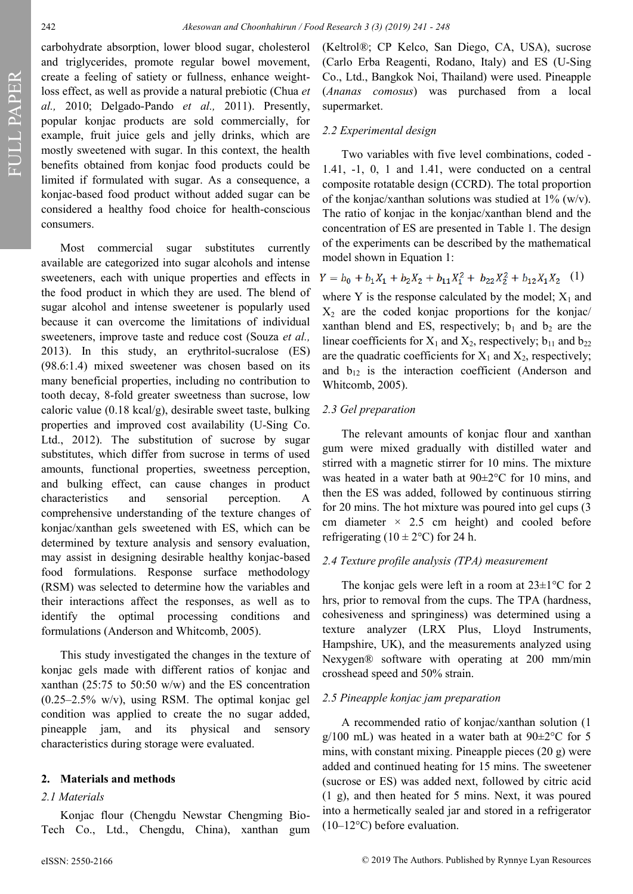carbohydrate absorption, lower blood sugar, cholesterol and triglycerides, promote regular bowel movement, create a feeling of satiety or fullness, enhance weight-loss effect, as well as provide a natural prebiotic (Chua *et al.,* 2010; Delgado-Pando *et al.,* 2011). Presently, popular konjac products are sold commercially, for example, fruit juice gels and jelly drinks, which are mostly sweetened with sugar. In this context, the health benefits obtained from konjac food products could be limited if formulated with sugar. As a consequence, a konjac-based food product without added sugar can be considered a healthy food choice for health-conscious consumers.

Most commercial sugar substitutes currently available are categorized into sugar alcohols and intense sweeteners, each with unique properties and effects in the food product in which they are used. The blend of sugar alcohol and intense sweetener is popularly used because it can overcome the limitations of individual sweeteners, improve taste and reduce cost (Souza *et al.,* 2013). In this study, an erythritol-sucralose (ES) (98.6:1.4) mixed sweetener was chosen based on its many beneficial properties, including no contribution to tooth decay, 8-fold greater sweetness than sucrose, low caloric value (0.18 kcal/g), desirable sweet taste, bulking properties and improved cost availability (U-Sing Co. Ltd., 2012). The substitution of sucrose by sugar substitutes, which differ from sucrose in terms of used amounts, functional properties, sweetness perception, and bulking effect, can cause changes in product characteristics and sensorial perception. A comprehensive understanding of the texture changes of konjac/xanthan gels sweetened with ES, which can be determined by texture analysis and sensory evaluation, may assist in designing desirable healthy konjac-based food formulations. Response surface methodology (RSM) was selected to determine how the variables and their interactions affect the responses, as well as to identify the optimal processing conditions and formulations (Anderson and Whitcomb, 2005).

This study investigated the changes in the texture of konjac gels made with different ratios of konjac and xanthan (25:75 to 50:50 w/w) and the ES concentration (0.25–2.5% w/v), using RSM. The optimal konjac gel condition was applied to create the no sugar added, pineapple jam, and its physical and sensory characteristics during storage were evaluated.

## 2. Materials and methods

### *2.1 Materials*

Konjac flour (Chengdu Newstar Chengming Bio-Tech Co., Ltd., Chengdu, China), xanthan gum (Keltrol®; CP Kelco, San Diego, CA, USA), sucrose (Carlo Erba Reagenti, Rodano, Italy) and ES (U-Sing Co., Ltd., Bangkok Noi, Thailand) were used. Pineapple (*Ananas comosus*) was purchased from a local supermarket.

### *2.2 Experimental design*

Two variables with five level combinations, coded -1.41, -1, 0, 1 and 1.41, were conducted on a central composite rotatable design (CCRD). The total proportion of the konjac/xanthan solutions was studied at 1% (w/v). The ratio of konjac in the konjac/xanthan blend and the concentration of ES are presented in Table 1. The design of the experiments can be described by the mathematical model shown in Equation 1:

$$Y = b_0 + b_1X_1 + b_2X_2 + b_{11}X_1^2 + b_{22}X_2^2 + b_{12}X_1X_2 \quad (1)$$

where Y is the response calculated by the model; $X_1$ and $X_2$ are the coded konjac proportions for the konjac/xanthan blend and ES, respectively; $b_1$ and $b_2$ are the linear coefficients for $X_1$ and $X_2$, respectively; $b_{11}$ and $b_{22}$ are the quadratic coefficients for $X_1$ and $X_2$, respectively; and $b_{12}$ is the interaction coefficient (Anderson and Whitcomb, 2005).

### *2.3 Gel preparation*

The relevant amounts of konjac flour and xanthan gum were mixed gradually with distilled water and stirred with a magnetic stirrer for 10 mins. The mixture was heated in a water bath at 90±2°C for 10 mins, and then the ES was added, followed by continuous stirring for 20 mins. The hot mixture was poured into gel cups (3 cm diameter × 2.5 cm height) and cooled before refrigerating (10 ± 2°C) for 24 h.

### *2.4 Texture profile analysis (TPA) measurement*

The konjac gels were left in a room at 23±1°C for 2 hrs, prior to removal from the cups. The TPA (hardness, cohesiveness and springiness) was determined using a texture analyzer (LRX Plus, Lloyd Instruments, Hampshire, UK), and the measurements analyzed using Nexygen® software with operating at 200 mm/min crosshead speed and 50% strain.

### *2.5 Pineapple konjac jam preparation*

A recommended ratio of konjac/xanthan solution (1 g/100 mL) was heated in a water bath at 90±2°C for 5 mins, with constant mixing. Pineapple pieces (20 g) were added and continued heating for 15 mins. The sweetener (sucrose or ES) was added next, followed by citric acid (1 g), and then heated for 5 mins. Next, it was poured into a hermetically sealed jar and stored in a refrigerator (10–12°C) before evaluation.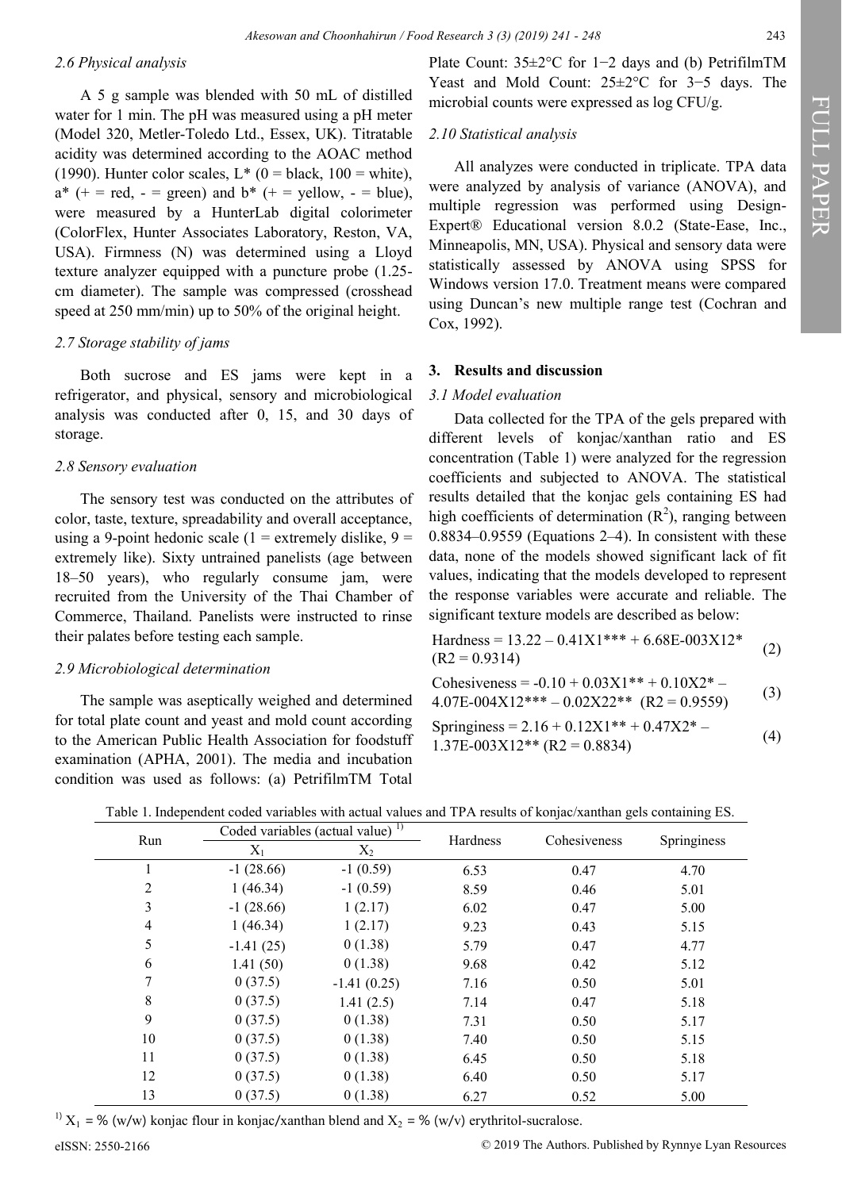### 2.6 Physical analysis

A 5 g sample was blended with 50 mL of distilled water for 1 min. The pH was measured using a pH meter (Model 320, Metler-Toledo Ltd., Essex, UK). Titratable acidity was determined according to the AOAC method (1990). Hunter color scales, $L^*$ (0 = black, 100 = white), $a^*$ (+ = red, - = green) and $b^*$ (+ = yellow, - = blue), were measured by a HunterLab digital colorimeter (ColorFlex, Hunter Associates Laboratory, Reston, VA, USA). Firmness (N) was determined using a Lloyd texture analyzer equipped with a puncture probe (1.25-cm diameter). The sample was compressed (crosshead speed at 250 mm/min) up to 50% of the original height.

### 2.7 Storage stability of jams

Both sucrose and ES jams were kept in a refrigerator, and physical, sensory and microbiological analysis was conducted after 0, 15, and 30 days of storage.

### 2.8 Sensory evaluation

The sensory test was conducted on the attributes of color, taste, texture, spreadability and overall acceptance, using a 9-point hedonic scale (1 = extremely dislike, 9 = extremely like). Sixty untrained panelists (age between 18–50 years), who regularly consume jam, were recruited from the University of the Thai Chamber of Commerce, Thailand. Panelists were instructed to rinse their palates before testing each sample.

### 2.9 Microbiological determination

The sample was aseptically weighed and determined for total plate count and yeast and mold count according to the American Public Health Association for foodstuff examination (APHA, 2001). The media and incubation condition was used as follows: (a) PetrifilmTM Total Plate Count: 35±2°C for 1−2 days and (b) PetrifilmTM Yeast and Mold Count: 25±2°C for 3−5 days. The microbial counts were expressed as log CFU/g.

### 2.10 Statistical analysis

All analyzes were conducted in triplicate. TPA data were analyzed by analysis of variance (ANOVA), and multiple regression was performed using Design-Expert® Educational version 8.0.2 (State-Ease, Inc., Minneapolis, MN, USA). Physical and sensory data were statistically assessed by ANOVA using SPSS for Windows version 17.0. Treatment means were compared using Duncan's new multiple range test (Cochran and Cox, 1992).

## 3. Results and discussion

### 3.1 Model evaluation

Data collected for the TPA of the gels prepared with different levels of konjac/xanthan ratio and ES concentration (Table 1) were analyzed for the regression coefficients and subjected to ANOVA. The statistical results detailed that the konjac gels containing ES had high coefficients of determination ($R^2$), ranging between 0.8834–0.9559 (Equations 2–4). In consistent with these data, none of the models showed significant lack of fit values, indicating that the models developed to represent the response variables were accurate and reliable. The significant texture models are described as below:

$$\text{Hardness} = 13.22 - 0.41X_1^{***} + 6.68\text{E-}003X_{12}^{*} \quad (R^2 = 0.9314) \tag{2}$$

$$\text{Cohesiveness} = -0.10 + 0.03X_1^{**} + 0.10X_2^{*} - 4.07\text{E-}004X_{12}^{***} - 0.02X_{22}^{**} \quad (R^2 = 0.9559) \tag{3}$$

$$\text{Springiness} = 2.16 + 0.12X_1^{**} + 0.47X_2^{*} - 1.37\text{E-}003X_{12}^{**} \quad (R^2 = 0.8834) \tag{4}$$

Table 1. Independent coded variables with actual values and TPA results of konjac/xanthan gels containing ES.

| Run | Coded variables (actual value) [1] | | Hardness | Cohesiveness | Springiness |
|---|---|---|---|---|---|
| | $X_1$ | $X_2$ | | | |
| 1 | -1 (28.66) | -1 (0.59) | 6.53 | 0.47 | 4.70 |
| 2 | 1 (46.34) | -1 (0.59) | 8.59 | 0.46 | 5.01 |
| 3 | -1 (28.66) | 1 (2.17) | 6.02 | 0.47 | 5.00 |
| 4 | 1 (46.34) | 1 (2.17) | 9.23 | 0.43 | 5.15 |
| 5 | -1.41 (25) | 0 (1.38) | 5.79 | 0.47 | 4.77 |
| 6 | 1.41 (50) | 0 (1.38) | 9.68 | 0.42 | 5.12 |
| 7 | 0 (37.5) | -1.41 (0.25) | 7.16 | 0.50 | 5.01 |
| 8 | 0 (37.5) | 1.41 (2.5) | 7.14 | 0.47 | 5.18 |
| 9 | 0 (37.5) | 0 (1.38) | 7.31 | 0.50 | 5.17 |
| 10 | 0 (37.5) | 0 (1.38) | 7.40 | 0.50 | 5.15 |
| 11 | 0 (37.5) | 0 (1.38) | 6.45 | 0.50 | 5.18 |
| 12 | 0 (37.5) | 0 (1.38) | 6.40 | 0.50 | 5.17 |
| 13 | 0 (37.5) | 0 (1.38) | 6.27 | 0.52 | 5.00 |

[1] $X_1$ = % (w/w) konjac flour in konjac/xanthan blend and $X_2$ = % (w/v) erythritol-sucralose.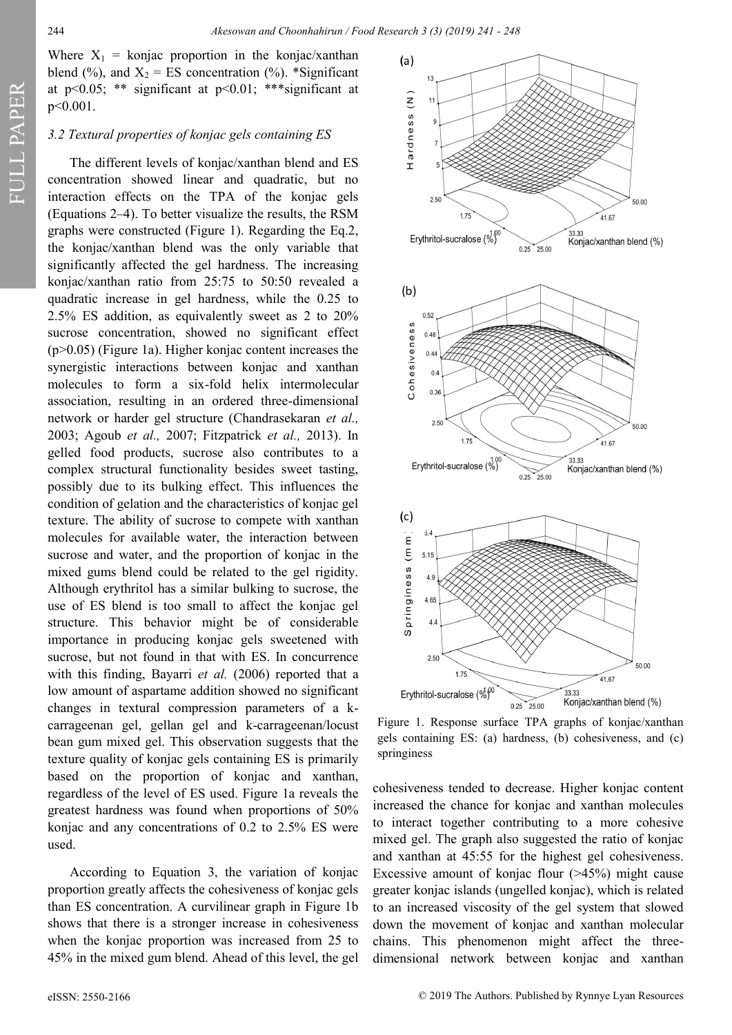Where $X_1$ = konjac proportion in the konjac/xanthan blend (%), and $X_2$ = ES concentration (%). *Significant at $p<0.05$; ** significant at $p<0.01$; ***significant at $p<0.001$.

### 3.2 Textural properties of konjac gels containing ES

The different levels of konjac/xanthan blend and ES concentration showed linear and quadratic, but no interaction effects on the TPA of the konjac gels (Equations 2–4). To better visualize the results, the RSM graphs were constructed (Figure 1). Regarding the Eq.2, the konjac/xanthan blend was the only variable that significantly affected the gel hardness. The increasing konjac/xanthan ratio from 25:75 to 50:50 revealed a quadratic increase in gel hardness, while the 0.25 to 2.5% ES addition, as equivalently sweet as 2 to 20% sucrose concentration, showed no significant effect ($p>0.05$) (Figure 1a). Higher konjac content increases the synergistic interactions between konjac and xanthan molecules to form a six-fold helix intermolecular association, resulting in an ordered three-dimensional network or harder gel structure (Chandrasekaran *et al.,* 2003; Agoub *et al.,* 2007; Fitzpatrick *et al.,* 2013). In gelled food products, sucrose also contributes to a complex structural functionality besides sweet tasting, possibly due to its bulking effect. This influences the condition of gelation and the characteristics of konjac gel texture. The ability of sucrose to compete with xanthan molecules for available water, the interaction between sucrose and water, and the proportion of konjac in the mixed gums blend could be related to the gel rigidity. Although erythritol has a similar bulking to sucrose, the use of ES blend is too small to affect the konjac gel structure. This behavior might be of considerable importance in producing konjac gels sweetened with sucrose, but not found in that with ES. In concurrence with this finding, Bayarri *et al.* (2006) reported that a low amount of aspartame addition showed no significant changes in textural compression parameters of a k-carrageenan gel, gellan gel and k-carrageenan/locust bean gum mixed gel. This observation suggests that the texture quality of konjac gels containing ES is primarily based on the proportion of konjac and xanthan, regardless of the level of ES used. Figure 1a reveals the greatest hardness was found when proportions of 50% konjac and any concentrations of 0.2 to 2.5% ES were used.

According to Equation 3, the variation of konjac proportion greatly affects the cohesiveness of konjac gels than ES concentration. A curvilinear graph in Figure 1b shows that there is a stronger increase in cohesiveness when the konjac proportion was increased from 25 to 45% in the mixed gum blend. Ahead of this level, the gel cohesiveness tended to decrease. Higher konjac content increased the chance for konjac and xanthan molecules to interact together contributing to a more cohesive mixed gel. The graph also suggested the ratio of konjac and xanthan at 45:55 for the highest gel cohesiveness. Excessive amount of konjac flour (>45%) might cause greater konjac islands (ungelled konjac), which is related to an increased viscosity of the gel system that slowed down the movement of konjac and xanthan molecular chains. This phenomenon might affect the three-dimensional network between konjac and xanthan

Figure 1. Response surface TPA graphs of konjac/xanthan gels containing ES: (a) hardness, (b) cohesiveness, and (c) springiness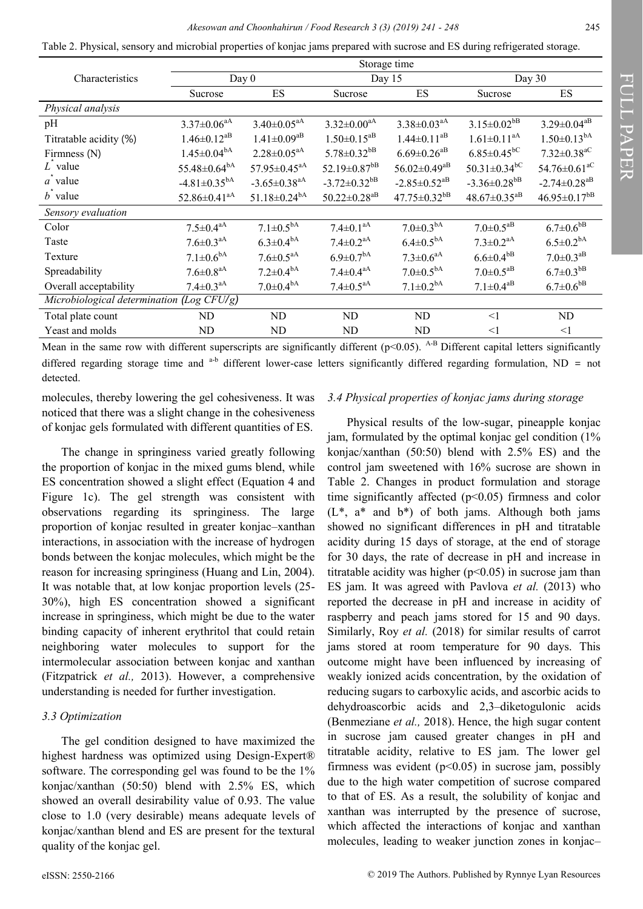Table 2. Physical, sensory and microbial properties of konjac jams prepared with sucrose and ES during refrigerated storage.

| Characteristics | Storage time | | | | | |
|---|---|---|---|---|---|---|
| | Day 0 | | Day 15 | | Day 30 | |
| | Sucrose | ES | Sucrose | ES | Sucrose | ES |
| *Physical analysis* | | | | | | |
| pH | $3.37{\pm}0.06^{aA}$ | $3.40{\pm}0.05^{aA}$ | $3.32{\pm}0.00^{aA}$ | $3.38{\pm}0.03^{aA}$ | $3.15{\pm}0.02^{bB}$ | $3.29{\pm}0.04^{aB}$ |
| Titratable acidity (%) | $1.46{\pm}0.12^{aB}$ | $1.41{\pm}0.09^{aB}$ | $1.50{\pm}0.15^{aB}$ | $1.44{\pm}0.11^{aB}$ | $1.61{\pm}0.11^{aA}$ | $1.50{\pm}0.13^{bA}$ |
| Firmness (N) | $1.45{\pm}0.04^{bA}$ | $2.28{\pm}0.05^{aA}$ | $5.78{\pm}0.32^{bB}$ | $6.69{\pm}0.26^{aB}$ | $6.85{\pm}0.45^{bC}$ | $7.32{\pm}0.38^{aC}$ |
| $L^*$ value | $55.48{\pm}0.64^{bA}$ | $57.95{\pm}0.45^{aA}$ | $52.19{\pm}0.87^{bB}$ | $56.02{\pm}0.49^{aB}$ | $50.31{\pm}0.34^{bC}$ | $54.76{\pm}0.61^{aC}$ |
| $a^*$ value | $-4.81{\pm}0.35^{bA}$ | $-3.65{\pm}0.38^{aA}$ | $-3.72{\pm}0.32^{bB}$ | $-2.85{\pm}0.52^{aB}$ | $-3.36{\pm}0.28^{bB}$ | $-2.74{\pm}0.28^{aB}$ |
| $b^*$ value | $52.86{\pm}0.41^{aA}$ | $51.18{\pm}0.24^{bA}$ | $50.22{\pm}0.28^{aB}$ | $47.75{\pm}0.32^{bB}$ | $48.67{\pm}0.35^{aB}$ | $46.95{\pm}0.17^{bB}$ |
| *Sensory evaluation* | | | | | | |
| Color | $7.5{\pm}0.4^{aA}$ | $7.1{\pm}0.5^{bA}$ | $7.4{\pm}0.1^{aA}$ | $7.0{\pm}0.3^{bA}$ | $7.0{\pm}0.5^{aB}$ | $6.7{\pm}0.6^{bB}$ |
| Taste | $7.6{\pm}0.3^{aA}$ | $6.3{\pm}0.4^{bA}$ | $7.4{\pm}0.2^{aA}$ | $6.4{\pm}0.5^{bA}$ | $7.3{\pm}0.2^{aA}$ | $6.5{\pm}0.2^{bA}$ |
| Texture | $7.1{\pm}0.6^{bA}$ | $7.6{\pm}0.5^{aA}$ | $6.9{\pm}0.7^{bA}$ | $7.3{\pm}0.6^{aA}$ | $6.6{\pm}0.4^{bB}$ | $7.0{\pm}0.3^{aB}$ |
| Spreadability | $7.6{\pm}0.8^{aA}$ | $7.2{\pm}0.4^{bA}$ | $7.4{\pm}0.4^{aA}$ | $7.0{\pm}0.5^{bA}$ | $7.0{\pm}0.5^{aB}$ | $6.7{\pm}0.3^{bB}$ |
| Overall acceptability | $7.4{\pm}0.3^{aA}$ | $7.0{\pm}0.4^{bA}$ | $7.4{\pm}0.5^{aA}$ | $7.1{\pm}0.2^{bA}$ | $7.1{\pm}0.4^{aB}$ | $6.7{\pm}0.6^{bB}$ |
| *Microbiological determination (Log CFU/g)* | | | | | | |
| Total plate count | ND | ND | ND | ND | <1 | ND |
| Yeast and molds | ND | ND | ND | ND | <1 | <1 |

Mean in the same row with different superscripts are significantly different ($p<0.05$). A-B Different capital letters significantly differed regarding storage time and a-b different lower-case letters significantly differed regarding formulation, ND = not detected.

molecules, thereby lowering the gel cohesiveness. It was noticed that there was a slight change in the cohesiveness of konjac gels formulated with different quantities of ES.

The change in springiness varied greatly following the proportion of konjac in the mixed gums blend, while ES concentration showed a slight effect (Equation 4 and Figure 1c). The gel strength was consistent with observations regarding its springiness. The large proportion of konjac resulted in greater konjac–xanthan interactions, in association with the increase of hydrogen bonds between the konjac molecules, which might be the reason for increasing springiness (Huang and Lin, 2004). It was notable that, at low konjac proportion levels (25-30%), high ES concentration showed a significant increase in springiness, which might be due to the water binding capacity of inherent erythritol that could retain neighboring water molecules to support for the intermolecular association between konjac and xanthan (Fitzpatrick *et al.,* 2013). However, a comprehensive understanding is needed for further investigation.

### 3.3 Optimization

The gel condition designed to have maximized the highest hardness was optimized using Design-Expert® software. The corresponding gel was found to be the 1% konjac/xanthan (50:50) blend with 2.5% ES, which showed an overall desirability value of 0.93. The value close to 1.0 (very desirable) means adequate levels of konjac/xanthan blend and ES are present for the textural quality of the konjac gel.

### 3.4 Physical properties of konjac jams during storage

Physical results of the low-sugar, pineapple konjac jam, formulated by the optimal konjac gel condition (1% konjac/xanthan (50:50) blend with 2.5% ES) and the control jam sweetened with 16% sucrose are shown in Table 2. Changes in product formulation and storage time significantly affected ($p<0.05$) firmness and color ($L^*$, $a^*$ and $b^*$) of both jams. Although both jams showed no significant differences in pH and titratable acidity during 15 days of storage, at the end of storage for 30 days, the rate of decrease in pH and increase in titratable acidity was higher ($p<0.05$) in sucrose jam than ES jam. It was agreed with Pavlova *et al.* (2013) who reported the decrease in pH and increase in acidity of raspberry and peach jams stored for 15 and 90 days. Similarly, Roy *et al.* (2018) for similar results of carrot jams stored at room temperature for 90 days. This outcome might have been influenced by increasing of weakly ionized acids concentration, by the oxidation of reducing sugars to carboxylic acids, and ascorbic acids to dehydroascorbic acids and 2,3–diketogulonic acids (Benmeziane *et al.,* 2018). Hence, the high sugar content in sucrose jam caused greater changes in pH and titratable acidity, relative to ES jam. The lower gel firmness was evident ($p<0.05$) in sucrose jam, possibly due to the high water competition of sucrose compared to that of ES. As a result, the solubility of konjac and xanthan was interrupted by the presence of sucrose, which affected the interactions of konjac and xanthan molecules, leading to weaker junction zones in konjac–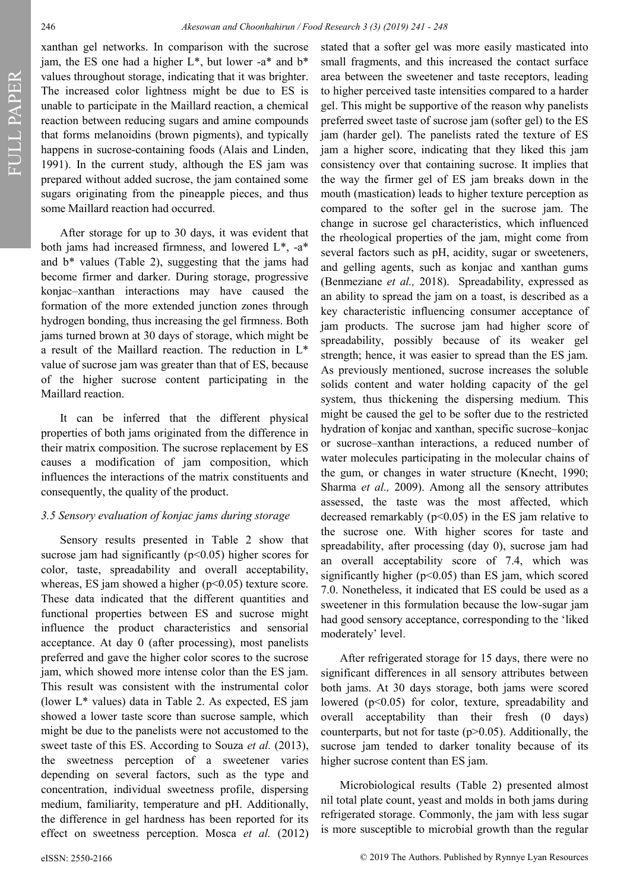xanthan gel networks. In comparison with the sucrose jam, the ES one had a higher L*, but lower -a* and b* values throughout storage, indicating that it was brighter. The increased color lightness might be due to ES is unable to participate in the Maillard reaction, a chemical reaction between reducing sugars and amine compounds that forms melanoidins (brown pigments), and typically happens in sucrose-containing foods (Alais and Linden, 1991). In the current study, although the ES jam was prepared without added sucrose, the jam contained some sugars originating from the pineapple pieces, and thus some Maillard reaction had occurred.

After storage for up to 30 days, it was evident that both jams had increased firmness, and lowered L*, -a* and b* values (Table 2), suggesting that the jams had become firmer and darker. During storage, progressive konjac–xanthan interactions may have caused the formation of the more extended junction zones through hydrogen bonding, thus increasing the gel firmness. Both jams turned brown at 30 days of storage, which might be a result of the Maillard reaction. The reduction in L* value of sucrose jam was greater than that of ES, because of the higher sucrose content participating in the Maillard reaction.

It can be inferred that the different physical properties of both jams originated from the difference in their matrix composition. The sucrose replacement by ES causes a modification of jam composition, which influences the interactions of the matrix constituents and consequently, the quality of the product.

### *3.5 Sensory evaluation of konjac jams during storage*

Sensory results presented in Table 2 show that sucrose jam had significantly ($p<0.05$) higher scores for color, taste, spreadability and overall acceptability, whereas, ES jam showed a higher ($p<0.05$) texture score. These data indicated that the different quantities and functional properties between ES and sucrose might influence the product characteristics and sensorial acceptance. At day 0 (after processing), most panelists preferred and gave the higher color scores to the sucrose jam, which showed more intense color than the ES jam. This result was consistent with the instrumental color (lower L* values) data in Table 2. As expected, ES jam showed a lower taste score than sucrose sample, which might be due to the panelists were not accustomed to the sweet taste of this ES. According to Souza *et al.* (2013), the sweetness perception of a sweetener varies depending on several factors, such as the type and concentration, individual sweetness profile, dispersing medium, familiarity, temperature and pH. Additionally, the difference in gel hardness has been reported for its effect on sweetness perception. Mosca *et al.* (2012) stated that a softer gel was more easily masticated into small fragments, and this increased the contact surface area between the sweetener and taste receptors, leading to higher perceived taste intensities compared to a harder gel. This might be supportive of the reason why panelists preferred sweet taste of sucrose jam (softer gel) to the ES jam (harder gel). The panelists rated the texture of ES jam a higher score, indicating that they liked this jam consistency over that containing sucrose. It implies that the way the firmer gel of ES jam breaks down in the mouth (mastication) leads to higher texture perception as compared to the softer gel in the sucrose jam. The change in sucrose gel characteristics, which influenced the rheological properties of the jam, might come from several factors such as pH, acidity, sugar or sweeteners, and gelling agents, such as konjac and xanthan gums (Benmeziane *et al.,* 2018). Spreadability, expressed as an ability to spread the jam on a toast, is described as a key characteristic influencing consumer acceptance of jam products. The sucrose jam had higher score of spreadability, possibly because of its weaker gel strength; hence, it was easier to spread than the ES jam. As previously mentioned, sucrose increases the soluble solids content and water holding capacity of the gel system, thus thickening the dispersing medium. This might be caused the gel to be softer due to the restricted hydration of konjac and xanthan, specific sucrose–konjac or sucrose–xanthan interactions, a reduced number of water molecules participating in the molecular chains of the gum, or changes in water structure (Knecht, 1990; Sharma *et al.,* 2009). Among all the sensory attributes assessed, the taste was the most affected, which decreased remarkably ($p<0.05$) in the ES jam relative to the sucrose one. With higher scores for taste and spreadability, after processing (day 0), sucrose jam had an overall acceptability score of 7.4, which was significantly higher ($p<0.05$) than ES jam, which scored 7.0. Nonetheless, it indicated that ES could be used as a sweetener in this formulation because the low-sugar jam had good sensory acceptance, corresponding to the 'liked moderately' level.

After refrigerated storage for 15 days, there were no significant differences in all sensory attributes between both jams. At 30 days storage, both jams were scored lowered ($p<0.05$) for color, texture, spreadability and overall acceptability than their fresh (0 days) counterparts, but not for taste ($p>0.05$). Additionally, the sucrose jam tended to darker tonality because of its higher sucrose content than ES jam.

Microbiological results (Table 2) presented almost nil total plate count, yeast and molds in both jams during refrigerated storage. Commonly, the jam with less sugar is more susceptible to microbial growth than the regular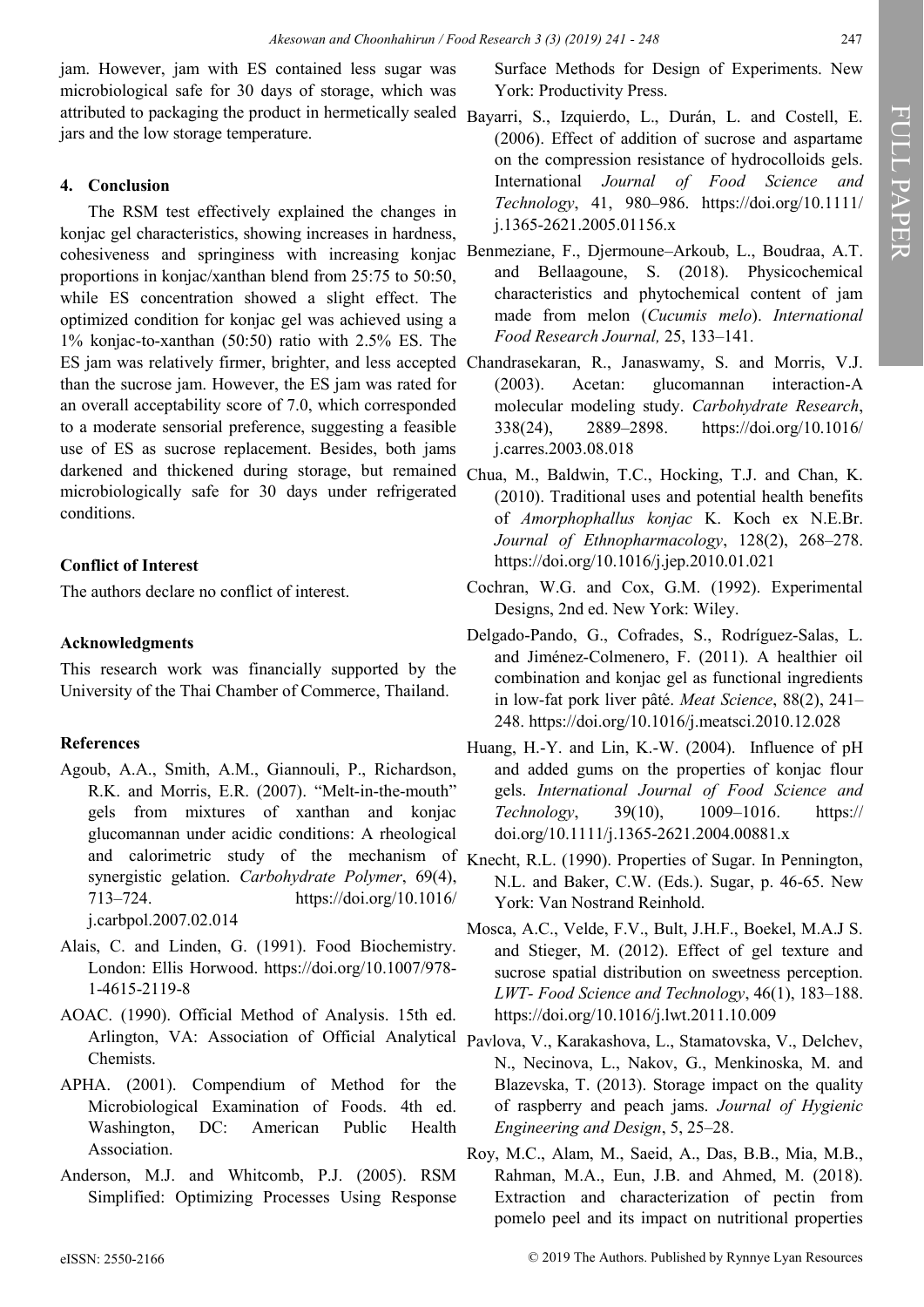jam. However, jam with ES contained less sugar was microbiological safe for 30 days of storage, which was attributed to packaging the product in hermetically sealed jars and the low storage temperature.

## 4. Conclusion

The RSM test effectively explained the changes in konjac gel characteristics, showing increases in hardness, cohesiveness and springiness with increasing konjac proportions in konjac/xanthan blend from 25:75 to 50:50, while ES concentration showed a slight effect. The optimized condition for konjac gel was achieved using a 1% konjac-to-xanthan (50:50) ratio with 2.5% ES. The ES jam was relatively firmer, brighter, and less accepted than the sucrose jam. However, the ES jam was rated for an overall acceptability score of 7.0, which corresponded to a moderate sensorial preference, suggesting a feasible use of ES as sucrose replacement. Besides, both jams darkened and thickened during storage, but remained microbiologically safe for 30 days under refrigerated conditions.

### Conflict of Interest

The authors declare no conflict of interest.

### Acknowledgments

This research work was financially supported by the University of the Thai Chamber of Commerce, Thailand.

### References

Agoub, A.A., Smith, A.M., Giannouli, P., Richardson, R.K. and Morris, E.R. (2007). "Melt-in-the-mouth" gels from mixtures of xanthan and konjac glucomannan under acidic conditions: A rheological and calorimetric study of the mechanism of synergistic gelation. *Carbohydrate Polymer*, 69(4), 713–724. https://doi.org/10.1016/j.carbpol.2007.02.014

Alais, C. and Linden, G. (1991). Food Biochemistry. London: Ellis Horwood. https://doi.org/10.1007/978-1-4615-2119-8

AOAC. (1990). Official Method of Analysis. 15th ed. Arlington, VA: Association of Official Analytical Chemists.

APHA. (2001). Compendium of Method for the Microbiological Examination of Foods. 4th ed. Washington, DC: American Public Health Association.

Anderson, M.J. and Whitcomb, P.J. (2005). RSM Simplified: Optimizing Processes Using Response Surface Methods for Design of Experiments. New York: Productivity Press.

Bayarri, S., Izquierdo, L., Durán, L. and Costell, E. (2006). Effect of addition of sucrose and aspartame on the compression resistance of hydrocolloids gels. International *Journal of Food Science and Technology*, 41, 980–986. https://doi.org/10.1111/j.1365-2621.2005.01156.x

Benmeziane, F., Djermoune–Arkoub, L., Boudraa, A.T. and Bellaagoune, S. (2018). Physicochemical characteristics and phytochemical content of jam made from melon (*Cucumis melo*). *International Food Research Journal,* 25, 133–141.

Chandrasekaran, R., Janaswamy, S. and Morris, V.J. (2003). Acetan: glucomannan interaction-A molecular modeling study. *Carbohydrate Research*, 338(24), 2889–2898. https://doi.org/10.1016/j.carres.2003.08.018

Chua, M., Baldwin, T.C., Hocking, T.J. and Chan, K. (2010). Traditional uses and potential health benefits of *Amorphophallus konjac* K. Koch ex N.E.Br. *Journal of Ethnopharmacology*, 128(2), 268–278. https://doi.org/10.1016/j.jep.2010.01.021

Cochran, W.G. and Cox, G.M. (1992). Experimental Designs, 2nd ed. New York: Wiley.

Delgado-Pando, G., Cofrades, S., Rodríguez-Salas, L. and Jiménez-Colmenero, F. (2011). A healthier oil combination and konjac gel as functional ingredients in low-fat pork liver pâté. *Meat Science*, 88(2), 241–248. https://doi.org/10.1016/j.meatsci.2010.12.028

Huang, H.-Y. and Lin, K.-W. (2004). Influence of pH and added gums on the properties of konjac flour gels. *International Journal of Food Science and Technology*, 39(10), 1009–1016. https://doi.org/10.1111/j.1365-2621.2004.00881.x

Knecht, R.L. (1990). Properties of Sugar. In Pennington, N.L. and Baker, C.W. (Eds.). Sugar, p. 46-65. New York: Van Nostrand Reinhold.

Mosca, A.C., Velde, F.V., Bult, J.H.F., Boekel, M.A.J S. and Stieger, M. (2012). Effect of gel texture and sucrose spatial distribution on sweetness perception. *LWT- Food Science and Technology*, 46(1), 183–188. https://doi.org/10.1016/j.lwt.2011.10.009

Pavlova, V., Karakashova, L., Stamatovska, V., Delchev, N., Necinova, L., Nakov, G., Menkinoska, M. and Blazevska, T. (2013). Storage impact on the quality of raspberry and peach jams. *Journal of Hygienic Engineering and Design*, 5, 25–28.

Roy, M.C., Alam, M., Saeid, A., Das, B.B., Mia, M.B., Rahman, M.A., Eun, J.B. and Ahmed, M. (2018). Extraction and characterization of pectin from pomelo peel and its impact on nutritional properties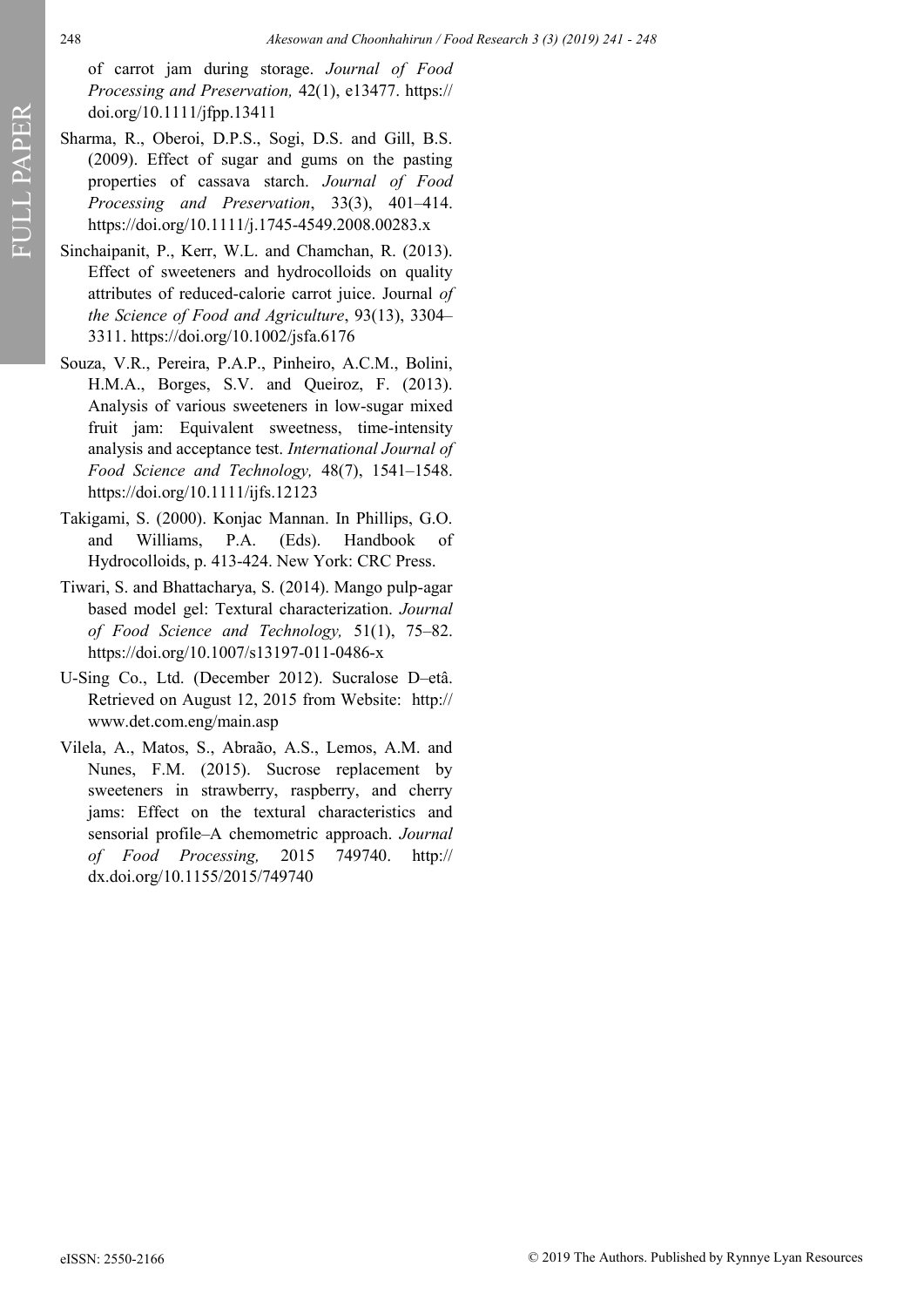of carrot jam during storage. *Journal of Food Processing and Preservation,* 42(1), e13477. https://doi.org/10.1111/jfpp.13411

Sharma, R., Oberoi, D.P.S., Sogi, D.S. and Gill, B.S. (2009). Effect of sugar and gums on the pasting properties of cassava starch. *Journal of Food Processing and Preservation*, 33(3), 401–414. https://doi.org/10.1111/j.1745-4549.2008.00283.x

Sinchaipanit, P., Kerr, W.L. and Chamchan, R. (2013). Effect of sweeteners and hydrocolloids on quality attributes of reduced-calorie carrot juice. Journal *of the Science of Food and Agriculture*, 93(13), 3304–3311. https://doi.org/10.1002/jsfa.6176

Souza, V.R., Pereira, P.A.P., Pinheiro, A.C.M., Bolini, H.M.A., Borges, S.V. and Queiroz, F. (2013). Analysis of various sweeteners in low-sugar mixed fruit jam: Equivalent sweetness, time-intensity analysis and acceptance test. *International Journal of Food Science and Technology,* 48(7), 1541–1548. https://doi.org/10.1111/ijfs.12123

Takigami, S. (2000). Konjac Mannan. In Phillips, G.O. and Williams, P.A. (Eds). Handbook of Hydrocolloids, p. 413-424. New York: CRC Press.

Tiwari, S. and Bhattacharya, S. (2014). Mango pulp-agar based model gel: Textural characterization. *Journal of Food Science and Technology,* 51(1), 75–82. https://doi.org/10.1007/s13197-011-0486-x

U-Sing Co., Ltd. (December 2012). Sucralose D–etâ. Retrieved on August 12, 2015 from Website: http://www.det.com.eng/main.asp

Vilela, A., Matos, S., Abraão, A.S., Lemos, A.M. and Nunes, F.M. (2015). Sucrose replacement by sweeteners in strawberry, raspberry, and cherry jams: Effect on the textural characteristics and sensorial profile–A chemometric approach. *Journal of Food Processing,* 2015 749740. http://dx.doi.org/10.1155/2015/749740